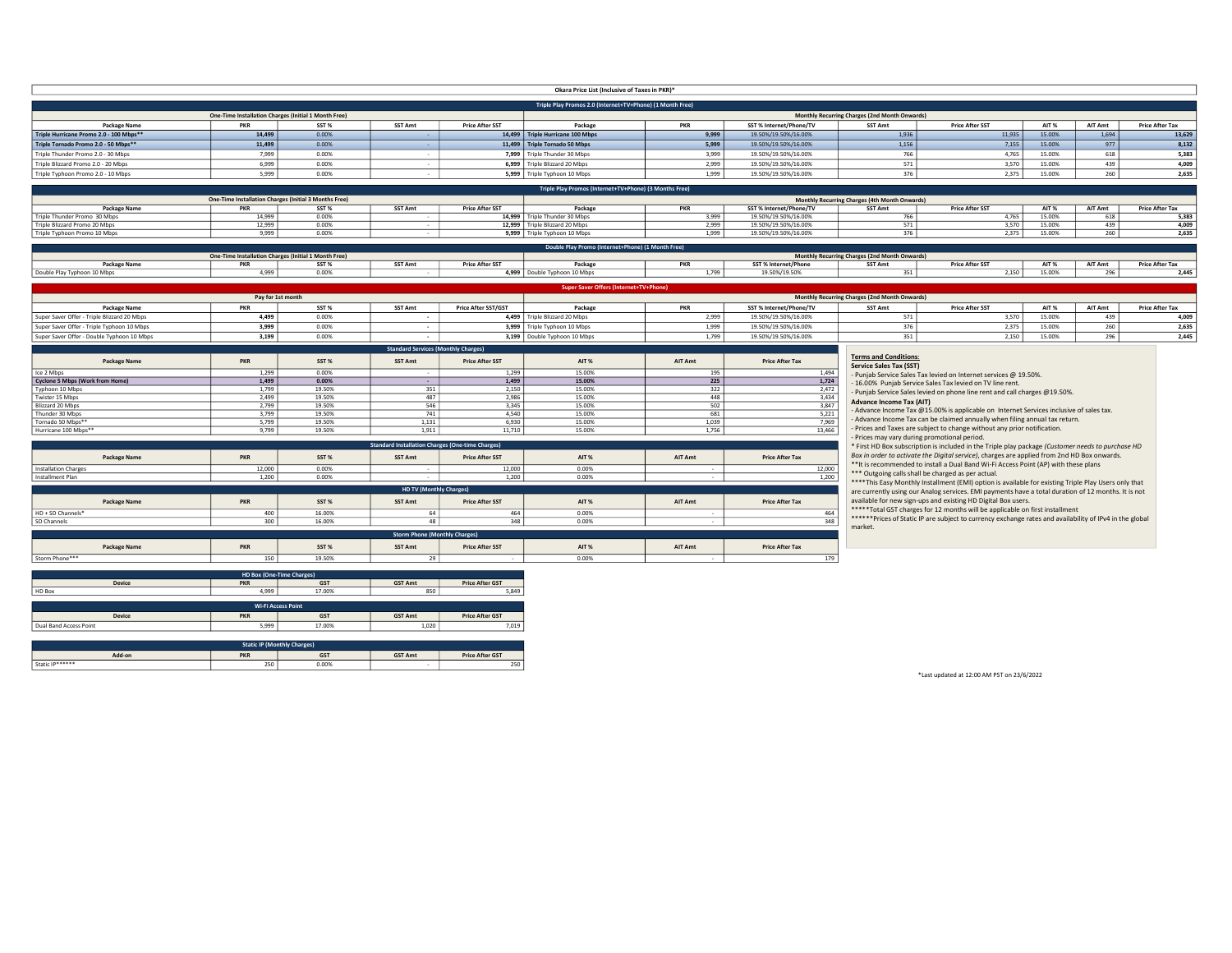# Okara Price List (Inclusive of Taxes in PKR)*

## Triple Play Promos 2.0 (Internet+TV+Phone) (1 Month Free)

| One-Time Installation Charges (Initial 1 Month Free) | | | | | Monthly Recurring Charges (2nd Month Onwards) | | | | | | | |
|---|---|---|---|---|---|---|---|---|---|---|---|---|
| Package Name | PKR | SST % | SST Amt | Price After SST | Package | PKR | SST % Internet/Phone/TV | SST Amt | Price After SST | AIT % | AIT Amt | Price After Tax |
| **Triple Hurricane Promo 2.0 - 100 Mbps**** | **14,499** | 0.00% | - | **14,499** | **Triple Hurricane 100 Mbps** | **9,999** | 19.50%/19.50%/16.00% | 1,936 | 11,935 | 15.00% | 1,694 | **13,629** |
| **Triple Tornado Promo 2.0 - 50 Mbps**** | **11,499** | 0.00% | - | **11,499** | **Triple Tornado 50 Mbps** | **5,999** | 19.50%/19.50%/16.00% | 1,156 | 7,155 | 15.00% | 977 | **8,132** |
| Triple Thunder Promo 2.0 - 30 Mbps | 7,999 | 0.00% | - | **7,999** | Triple Thunder 30 Mbps | 3,999 | 19.50%/19.50%/16.00% | 766 | 4,765 | 15.00% | 618 | **5,383** |
| Triple Blizzard Promo 2.0 - 20 Mbps | 6,999 | 0.00% | - | **6,999** | Triple Blizzard 20 Mbps | 2,999 | 19.50%/19.50%/16.00% | 571 | 3,570 | 15.00% | 439 | **4,009** |
| Triple Typhoon Promo 2.0 - 10 Mbps | 5,999 | 0.00% | - | **5,999** | Triple Typhoon 10 Mbps | 1,999 | 19.50%/19.50%/16.00% | 376 | 2,375 | 15.00% | 260 | **2,635** |

## Triple Play Promos (Internet+TV+Phone) (3 Months Free)

| One-Time Installation Charges (Initial 3 Months Free) | | | | | Monthly Recurring Charges (4th Month Onwards) | | | | | | | |
|---|---|---|---|---|---|---|---|---|---|---|---|---|
| Package Name | PKR | SST % | SST Amt | Price After SST | Package | PKR | SST % Internet/Phone/TV | SST Amt | Price After SST | AIT % | AIT Amt | Price After Tax |
| Triple Thunder Promo 30 Mbps | 14,999 | 0.00% | - | **14,999** | Triple Thunder 30 Mbps | 3,999 | 19.50%/19.50%/16.00% | 766 | 4,765 | 15.00% | 618 | **5,383** |
| Triple Blizzard Promo 20 Mbps | 12,999 | 0.00% | - | **12,999** | Triple Blizzard 20 Mbps | 2,999 | 19.50%/19.50%/16.00% | 571 | 3,570 | 15.00% | 439 | **4,009** |
| Triple Typhoon Promo 10 Mbps | 9,999 | 0.00% | - | **9,999** | Triple Typhoon 10 Mbps | 1,999 | 19.50%/19.50%/16.00% | 376 | 2,375 | 15.00% | 260 | **2,635** |

## Double Play Promo (Internet+Phone) (1 Month Free)

| One-Time Installation Charges (Initial 1 Month Free) | | | | | Monthly Recurring Charges (2nd Month Onwards) | | | | | | | |
|---|---|---|---|---|---|---|---|---|---|---|---|---|
| Package Name | PKR | SST % | SST Amt | Price After SST | Package | PKR | SST % Internet/Phone | SST Amt | Price After SST | AIT % | AIT Amt | Price After Tax |
| Double Play Typhoon 10 Mbps | 4,999 | 0.00% | - | **4,999** | Double Typhoon 10 Mbps | 1,799 | 19.50%/19.50% | 351 | 2,150 | 15.00% | 296 | **2,445** |

## Super Saver Offers (Internet+TV+Phone)

| Pay for 1st month | | | | | Monthly Recurring Charges (2nd Month Onwards) | | | | | | | |
|---|---|---|---|---|---|---|---|---|---|---|---|---|
| Package Name | PKR | SST % | SST Amt | Price After SST/GST | Package | PKR | SST % Internet/Phone/TV | SST Amt | Price After SST | AIT % | AIT Amt | Price After Tax |
| Super Saver Offer - Triple Blizzard 20 Mbps | **4,499** | 0.00% | - | **4,499** | Triple Blizzard 20 Mbps | 2,999 | 19.50%/19.50%/16.00% | 571 | 3,570 | 15.00% | 439 | **4,009** |
| Super Saver Offer - Triple Typhoon 10 Mbps | **3,999** | 0.00% | - | **3,999** | Triple Typhoon 10 Mbps | 1,999 | 19.50%/19.50%/16.00% | 376 | 2,375 | 15.00% | 260 | **2,635** |
| Super Saver Offer - Double Typhoon 10 Mbps | **3,199** | 0.00% | - | **3,199** | Double Typhoon 10 Mbps | 1,799 | 19.50%/19.50%/16.00% | 351 | 2,150 | 15.00% | 296 | **2,445** |

## Standard Services (Monthly Charges)

| Package Name | PKR | SST % | SST Amt | Price After SST | AIT % | AIT Amt | Price After Tax |
|---|---|---|---|---|---|---|---|
| Ice 2 Mbps | 1,299 | 0.00% | - | 1,299 | 15.00% | 195 | 1,494 |
| **Cyclone 5 Mbps (Work from Home)** | **1,499** | **0.00%** | - | **1,499** | **15.00%** | **225** | **1,724** |
| Typhoon 10 Mbps | 1,799 | 19.50% | 351 | 2,150 | 15.00% | 322 | 2,472 |
| Twister 15 Mbps | 2,499 | 19.50% | 487 | 2,986 | 15.00% | 448 | 3,434 |
| Blizzard 20 Mbps | 2,799 | 19.50% | 546 | 3,345 | 15.00% | 502 | 3,847 |
| Thunder 30 Mbps | 3,799 | 19.50% | 741 | 4,540 | 15.00% | 681 | 5,221 |
| Tornado 50 Mbps** | 5,799 | 19.50% | 1,131 | 6,930 | 15.00% | 1,039 | 7,969 |
| Hurricane 100 Mbps** | 9,799 | 19.50% | 1,911 | 11,710 | 15.00% | 1,756 | 13,466 |

## Standard Installation Charges (One-time Charges)

| Package Name | PKR | SST % | SST Amt | Price After SST | AIT % | AIT Amt | Price After Tax |
|---|---|---|---|---|---|---|---|
| Installation Charges | 12,000 | 0.00% | - | 12,000 | 0.00% | - | 12,000 |
| Installment Plan | 1,200 | 0.00% | - | 1,200 | 0.00% | - | 1,200 |

## HD TV (Monthly Charges)

| Package Name | PKR | SST % | SST Amt | Price After SST | AIT % | AIT Amt | Price After Tax |
|---|---|---|---|---|---|---|---|
| HD + SD Channels* | 400 | 16.00% | 64 | 464 | 0.00% | - | 464 |
| SD Channels | 300 | 16.00% | 48 | 348 | 0.00% | - | 348 |

## Storm Phone (Monthly Charges)

| Package Name | PKR | SST % | SST Amt | Price After SST | AIT % | AIT Amt | Price After Tax |
|---|---|---|---|---|---|---|---|
| Storm Phone*** | 150 | 19.50% | 29 | - | 0.00% | - | 179 |

## HD Box (One-Time Charges)

| Device | PKR | GST | GST Amt | Price After GST |
|---|---|---|---|---|
| HD Box | 4,999 | 17.00% | 850 | 5,849 |

## Wi-Fi Access Point

| Device | PKR | GST | GST Amt | Price After GST |
|---|---|---|---|---|
| Dual Band Access Point | 5,999 | 17.00% | 1,020 | 7,019 |

## Static IP (Monthly Charges)

| Add-on | PKR | GST | GST Amt | Price After GST |
|---|---|---|---|---|
| Static IP****** | 250 | 0.00% | - | 250 |

**Terms and Conditions:**

**Service Sales Tax (SST)**

- Punjab Service Sales Tax levied on Internet services @ 19.50%.
- 16.00% Punjab Service Sales Tax levied on TV line rent.
- Punjab Service Sales levied on phone line rent and call charges @19.50%.

**Advance Income Tax (AIT)**

- Advance Income Tax @15.00% is applicable on Internet Services inclusive of sales tax.
- Advance Income Tax can be claimed annually when filing annual tax return.
- Prices and Taxes are subject to change without any prior notification.
- Prices may vary during promotional period.

* First HD Box subscription is included in the Triple play package *(Customer needs to purchase HD Box in order to activate the Digital service)*, charges are applied from 2nd HD Box onwards.

**It is recommended to install a Dual Band Wi-Fi Access Point (AP) with these plans

*** Outgoing calls shall be charged as per actual.

****This Easy Monthly Installment (EMI) option is available for existing Triple Play Users only that are currently using our Analog services. EMI payments have a total duration of 12 months. It is not available for new sign-ups and existing HD Digital Box users.

*****Total GST charges for 12 months will be applicable on first installment

******Prices of Static IP are subject to currency exchange rates and availability of IPv4 in the global market.

*Last updated at 12:00 AM PST on 23/6/2022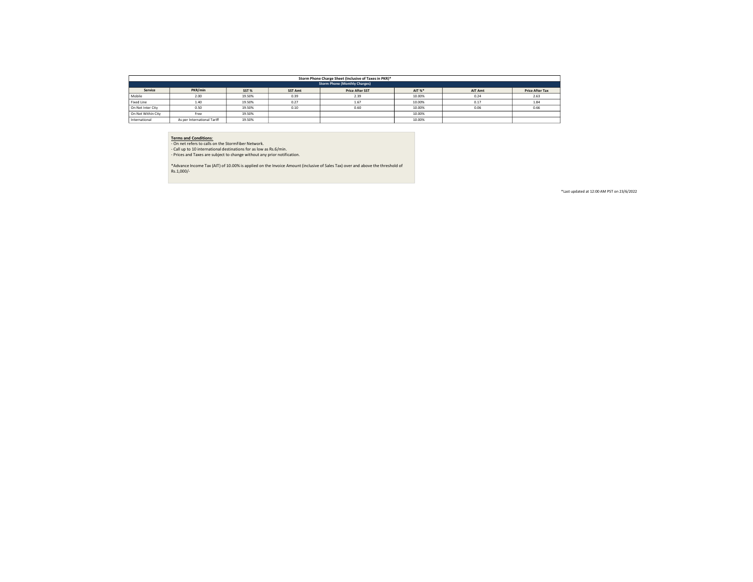| Storm Phone Charge Sheet (Inclusive of Taxes in PKR)* | | | | | | | |
|---|---|---|---|---|---|---|---|
| Storm Phone (Monthly Charges) | | | | | | | |
| **Service** | **PKR/min** | **SST %** | **SST Amt** | **Price After SST** | **AIT %*** | **AIT Amt** | **Price After Tax** |
| Mobile | 2.00 | 19.50% | 0.39 | 2.39 | 10.00% | 0.24 | 2.63 |
| Fixed Line | 1.40 | 19.50% | 0.27 | 1.67 | 10.00% | 0.17 | 1.84 |
| On Net Inter City | 0.50 | 19.50% | 0.10 | 0.60 | 10.00% | 0.06 | 0.66 |
| On Net Within City | Free | 19.50% | | | 10.00% | | |
| International | As per International Tariff | 19.50% | | | 10.00% | | |

**Terms and Conditions:**

- On net refers to calls on the StormFiber Network.
- Call up to 10 international destinations for as low as Rs.6/min.
- Prices and Taxes are subject to change without any prior notification.

*Advance Income Tax (AIT) of 10.00% is applied on the Invoice Amount (inclusive of Sales Tax) over and above the threshold of Rs.1,000/-

*Last updated at 12:00 AM PST on 23/6/2022